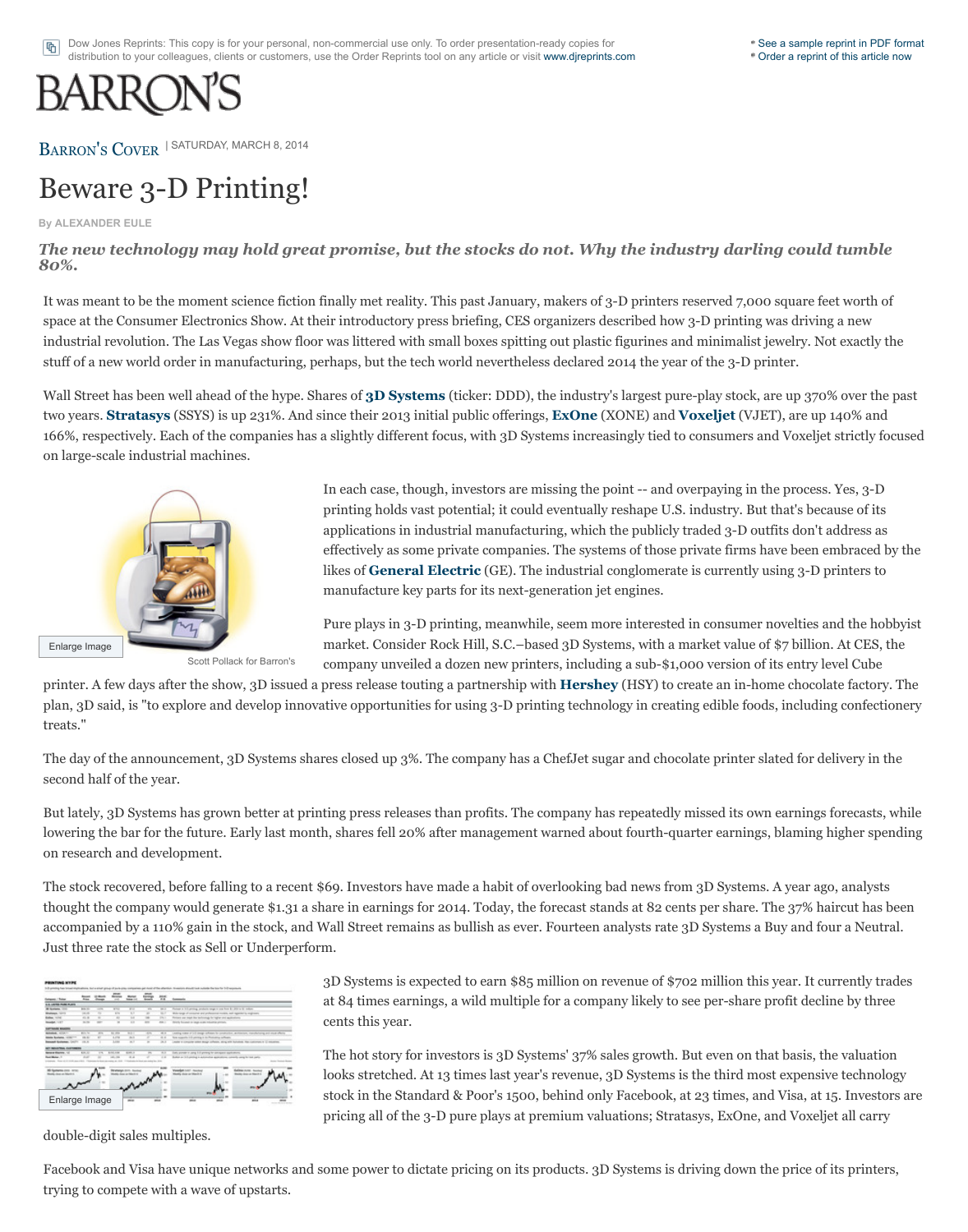Dow Jones Reprints: This copy is for your personal, non-commercial use only. To order presentation-ready copies for distribution to your colleagues, clients or customers, use the Order Reprints tool on any article or visit www.djreprints.com

- See a sample reprint in PDF format
- Order a reprint of this article now

# BARRON'S

BARRON'S COVER | SATURDAY, MARCH 8, 2014

# Beware 3-D Printing!

By ALEXANDER EULE

***The new technology may hold great promise, but the stocks do not. Why the industry darling could tumble 80%.***

It was meant to be the moment science fiction finally met reality. This past January, makers of 3-D printers reserved 7,000 square feet worth of space at the Consumer Electronics Show. At their introductory press briefing, CES organizers described how 3-D printing was driving a new industrial revolution. The Las Vegas show floor was littered with small boxes spitting out plastic figurines and minimalist jewelry. Not exactly the stuff of a new world order in manufacturing, perhaps, but the tech world nevertheless declared 2014 the year of the 3-D printer.

Wall Street has been well ahead of the hype. Shares of **3D Systems** (ticker: DDD), the industry's largest pure-play stock, are up 370% over the past two years. **Stratasys** (SSYS) is up 231%. And since their 2013 initial public offerings, **ExOne** (XONE) and **Voxeljet** (VJET), are up 140% and 166%, respectively. Each of the companies has a slightly different focus, with 3D Systems increasingly tied to consumers and Voxeljet strictly focused on large-scale industrial machines.

Enlarge Image

Scott Pollack for Barron's

In each case, though, investors are missing the point -- and overpaying in the process. Yes, 3-D printing holds vast potential; it could eventually reshape U.S. industry. But that's because of its applications in industrial manufacturing, which the publicly traded 3-D outfits don't address as effectively as some private companies. The systems of those private firms have been embraced by the likes of **General Electric** (GE). The industrial conglomerate is currently using 3-D printers to manufacture key parts for its next-generation jet engines.

Pure plays in 3-D printing, meanwhile, seem more interested in consumer novelties and the hobbyist market. Consider Rock Hill, S.C.–based 3D Systems, with a market value of $7 billion. At CES, the company unveiled a dozen new printers, including a sub-$1,000 version of its entry level Cube printer. A few days after the show, 3D issued a press release touting a partnership with **Hershey** (HSY) to create an in-home chocolate factory. The plan, 3D said, is "to explore and develop innovative opportunities for using 3-D printing technology in creating edible foods, including confectionery treats."

The day of the announcement, 3D Systems shares closed up 3%. The company has a ChefJet sugar and chocolate printer slated for delivery in the second half of the year.

But lately, 3D Systems has grown better at printing press releases than profits. The company has repeatedly missed its own earnings forecasts, while lowering the bar for the future. Early last month, shares fell 20% after management warned about fourth-quarter earnings, blaming higher spending on research and development.

The stock recovered, before falling to a recent $69. Investors have made a habit of overlooking bad news from 3D Systems. A year ago, analysts thought the company would generate $1.31 a share in earnings for 2014. Today, the forecast stands at 82 cents per share. The 37% haircut has been accompanied by a 110% gain in the stock, and Wall Street remains as bullish as ever. Fourteen analysts rate 3D Systems a Buy and four a Neutral. Just three rate the stock as Sell or Underperform.

Enlarge Image

3D Systems is expected to earn $85 million on revenue of $702 million this year. It currently trades at 84 times earnings, a wild multiple for a company likely to see per-share profit decline by three cents this year.

The hot story for investors is 3D Systems' 37% sales growth. But even on that basis, the valuation looks stretched. At 13 times last year's revenue, 3D Systems is the third most expensive technology stock in the Standard & Poor's 1500, behind only Facebook, at 23 times, and Visa, at 15. Investors are pricing all of the 3-D pure plays at premium valuations; Stratasys, ExOne, and Voxeljet all carry double-digit sales multiples.

Facebook and Visa have unique networks and some power to dictate pricing on its products. 3D Systems is driving down the price of its printers, trying to compete with a wave of upstarts.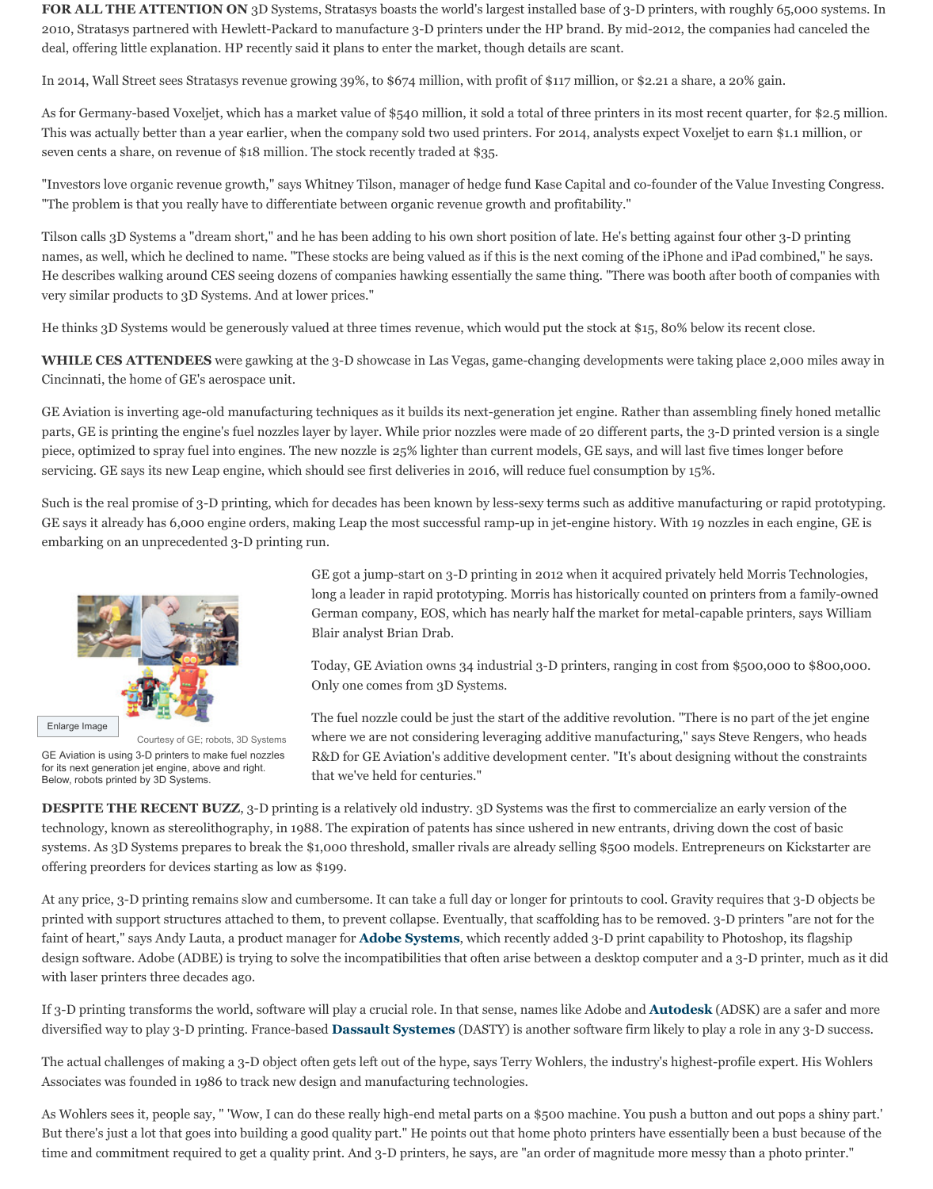**FOR ALL THE ATTENTION ON** 3D Systems, Stratasys boasts the world's largest installed base of 3-D printers, with roughly 65,000 systems. In 2010, Stratasys partnered with Hewlett-Packard to manufacture 3-D printers under the HP brand. By mid-2012, the companies had canceled the deal, offering little explanation. HP recently said it plans to enter the market, though details are scant.

In 2014, Wall Street sees Stratasys revenue growing 39%, to $674 million, with profit of $117 million, or $2.21 a share, a 20% gain.

As for Germany-based Voxeljet, which has a market value of $540 million, it sold a total of three printers in its most recent quarter, for $2.5 million. This was actually better than a year earlier, when the company sold two used printers. For 2014, analysts expect Voxeljet to earn $1.1 million, or seven cents a share, on revenue of $18 million. The stock recently traded at $35.

"Investors love organic revenue growth," says Whitney Tilson, manager of hedge fund Kase Capital and co-founder of the Value Investing Congress. "The problem is that you really have to differentiate between organic revenue growth and profitability."

Tilson calls 3D Systems a "dream short," and he has been adding to his own short position of late. He's betting against four other 3-D printing names, as well, which he declined to name. "These stocks are being valued as if this is the next coming of the iPhone and iPad combined," he says. He describes walking around CES seeing dozens of companies hawking essentially the same thing. "There was booth after booth of companies with very similar products to 3D Systems. And at lower prices."

He thinks 3D Systems would be generously valued at three times revenue, which would put the stock at $15, 80% below its recent close.

**WHILE CES ATTENDEES** were gawking at the 3-D showcase in Las Vegas, game-changing developments were taking place 2,000 miles away in Cincinnati, the home of GE's aerospace unit.

GE Aviation is inverting age-old manufacturing techniques as it builds its next-generation jet engine. Rather than assembling finely honed metallic parts, GE is printing the engine's fuel nozzles layer by layer. While prior nozzles were made of 20 different parts, the 3-D printed version is a single piece, optimized to spray fuel into engines. The new nozzle is 25% lighter than current models, GE says, and will last five times longer before servicing. GE says its new Leap engine, which should see first deliveries in 2016, will reduce fuel consumption by 15%.

Such is the real promise of 3-D printing, which for decades has been known by less-sexy terms such as additive manufacturing or rapid prototyping. GE says it already has 6,000 engine orders, making Leap the most successful ramp-up in jet-engine history. With 19 nozzles in each engine, GE is embarking on an unprecedented 3-D printing run.

Enlarge Image

Courtesy of GE; robots, 3D Systems

GE Aviation is using 3-D printers to make fuel nozzles for its next generation jet engine, above and right. Below, robots printed by 3D Systems.

GE got a jump-start on 3-D printing in 2012 when it acquired privately held Morris Technologies, long a leader in rapid prototyping. Morris has historically counted on printers from a family-owned German company, EOS, which has nearly half the market for metal-capable printers, says William Blair analyst Brian Drab.

Today, GE Aviation owns 34 industrial 3-D printers, ranging in cost from $500,000 to $800,000. Only one comes from 3D Systems.

The fuel nozzle could be just the start of the additive revolution. "There is no part of the jet engine where we are not considering leveraging additive manufacturing," says Steve Rengers, who heads R&D for GE Aviation's additive development center. "It's about designing without the constraints that we've held for centuries."

**DESPITE THE RECENT BUZZ**, 3-D printing is a relatively old industry. 3D Systems was the first to commercialize an early version of the technology, known as stereolithography, in 1988. The expiration of patents has since ushered in new entrants, driving down the cost of basic systems. As 3D Systems prepares to break the $1,000 threshold, smaller rivals are already selling $500 models. Entrepreneurs on Kickstarter are offering preorders for devices starting as low as $199.

At any price, 3-D printing remains slow and cumbersome. It can take a full day or longer for printouts to cool. Gravity requires that 3-D objects be printed with support structures attached to them, to prevent collapse. Eventually, that scaffolding has to be removed. 3-D printers "are not for the faint of heart," says Andy Lauta, a product manager for **Adobe Systems**, which recently added 3-D print capability to Photoshop, its flagship design software. Adobe (ADBE) is trying to solve the incompatibilities that often arise between a desktop computer and a 3-D printer, much as it did with laser printers three decades ago.

If 3-D printing transforms the world, software will play a crucial role. In that sense, names like Adobe and **Autodesk** (ADSK) are a safer and more diversified way to play 3-D printing. France-based **Dassault Systemes** (DASTY) is another software firm likely to play a role in any 3-D success.

The actual challenges of making a 3-D object often gets left out of the hype, says Terry Wohlers, the industry's highest-profile expert. His Wohlers Associates was founded in 1986 to track new design and manufacturing technologies.

As Wohlers sees it, people say, " 'Wow, I can do these really high-end metal parts on a $500 machine. You push a button and out pops a shiny part.' But there's just a lot that goes into building a good quality part." He points out that home photo printers have essentially been a bust because of the time and commitment required to get a quality print. And 3-D printers, he says, are "an order of magnitude more messy than a photo printer."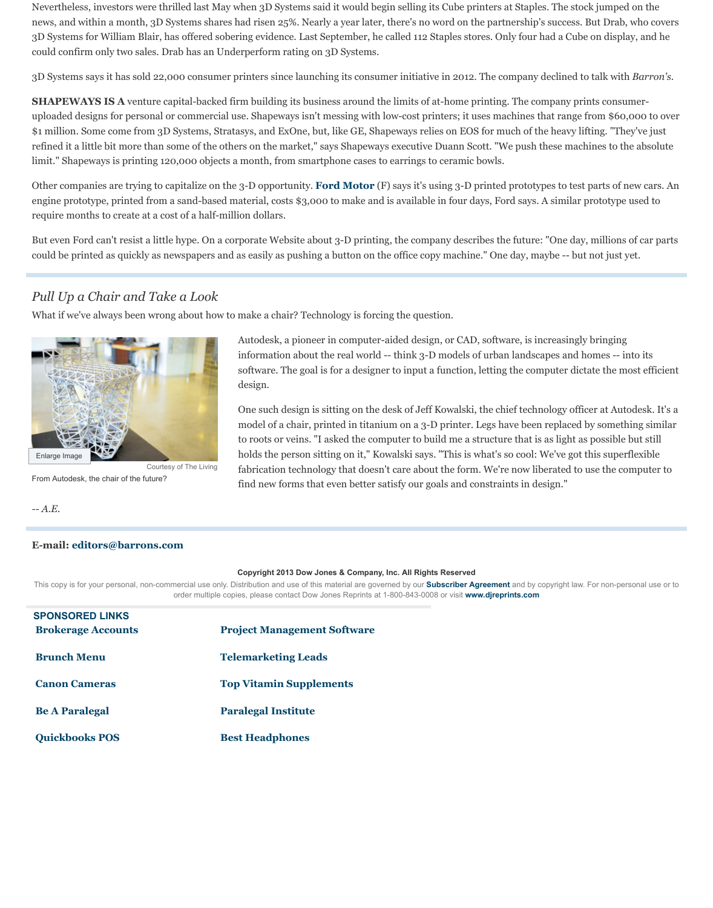Nevertheless, investors were thrilled last May when 3D Systems said it would begin selling its Cube printers at Staples. The stock jumped on the news, and within a month, 3D Systems shares had risen 25%. Nearly a year later, there's no word on the partnership's success. But Drab, who covers 3D Systems for William Blair, has offered sobering evidence. Last September, he called 112 Staples stores. Only four had a Cube on display, and he could confirm only two sales. Drab has an Underperform rating on 3D Systems.

3D Systems says it has sold 22,000 consumer printers since launching its consumer initiative in 2012. The company declined to talk with *Barron's*.

**SHAPEWAYS IS A** venture capital-backed firm building its business around the limits of at-home printing. The company prints consumer-uploaded designs for personal or commercial use. Shapeways isn't messing with low-cost printers; it uses machines that range from $60,000 to over $1 million. Some come from 3D Systems, Stratasys, and ExOne, but, like GE, Shapeways relies on EOS for much of the heavy lifting. "They've just refined it a little bit more than some of the others on the market," says Shapeways executive Duann Scott. "We push these machines to the absolute limit." Shapeways is printing 120,000 objects a month, from smartphone cases to earrings to ceramic bowls.

Other companies are trying to capitalize on the 3-D opportunity. **Ford Motor** (F) says it's using 3-D printed prototypes to test parts of new cars. An engine prototype, printed from a sand-based material, costs $3,000 to make and is available in four days, Ford says. A similar prototype used to require months to create at a cost of a half-million dollars.

But even Ford can't resist a little hype. On a corporate Website about 3-D printing, the company describes the future: "One day, millions of car parts could be printed as quickly as newspapers and as easily as pushing a button on the office copy machine." One day, maybe -- but not just yet.

---

## *Pull Up a Chair and Take a Look*

What if we've always been wrong about how to make a chair? Technology is forcing the question.

Enlarge Image

Courtesy of The Living

From Autodesk, the chair of the future?

Autodesk, a pioneer in computer-aided design, or CAD, software, is increasingly bringing information about the real world -- think 3-D models of urban landscapes and homes -- into its software. The goal is for a designer to input a function, letting the computer dictate the most efficient design.

One such design is sitting on the desk of Jeff Kowalski, the chief technology officer at Autodesk. It's a model of a chair, printed in titanium on a 3-D printer. Legs have been replaced by something similar to roots or veins. "I asked the computer to build me a structure that is as light as possible but still holds the person sitting on it," Kowalski says. "This is what's so cool: We've got this superflexible fabrication technology that doesn't care about the form. We're now liberated to use the computer to find new forms that even better satisfy our goals and constraints in design."

*-- A.E.*

---

**E-mail: editors@barrons.com**

**Copyright 2013 Dow Jones & Company, Inc. All Rights Reserved**

This copy is for your personal, non-commercial use only. Distribution and use of this material are governed by our **Subscriber Agreement** and by copyright law. For non-personal use or to order multiple copies, please contact Dow Jones Reprints at 1-800-843-0008 or visit **www.djreprints.com**

**SPONSORED LINKS**

| | |
|---|---|
| **Brokerage Accounts** | **Project Management Software** |
| **Brunch Menu** | **Telemarketing Leads** |
| **Canon Cameras** | **Top Vitamin Supplements** |
| **Be A Paralegal** | **Paralegal Institute** |
| **Quickbooks POS** | **Best Headphones** |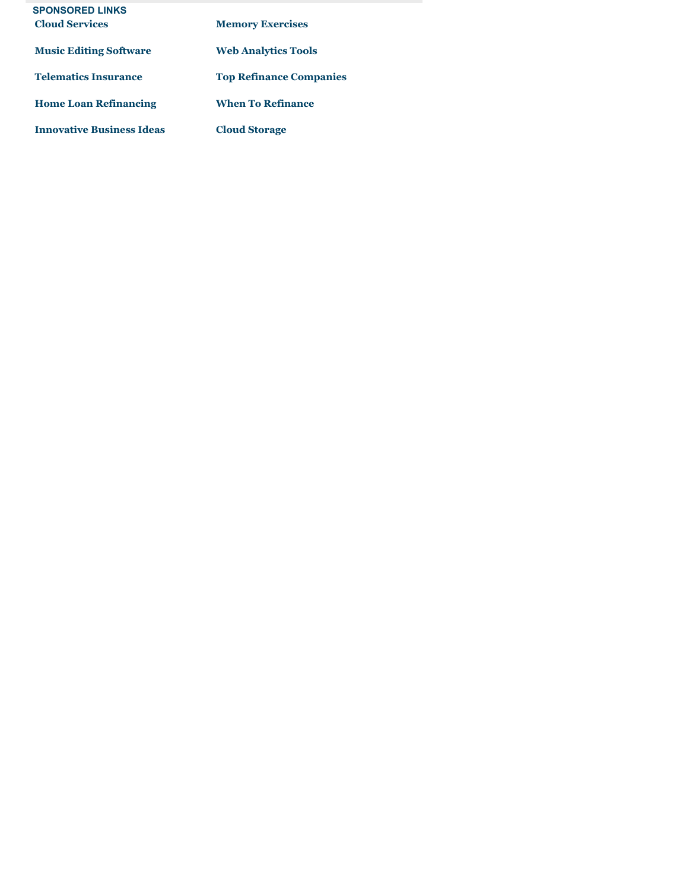SPONSORED LINKS

**Cloud Services**

**Memory Exercises**

**Music Editing Software**

**Web Analytics Tools**

**Telematics Insurance**

**Top Refinance Companies**

**Home Loan Refinancing**

**When To Refinance**

**Innovative Business Ideas**

**Cloud Storage**